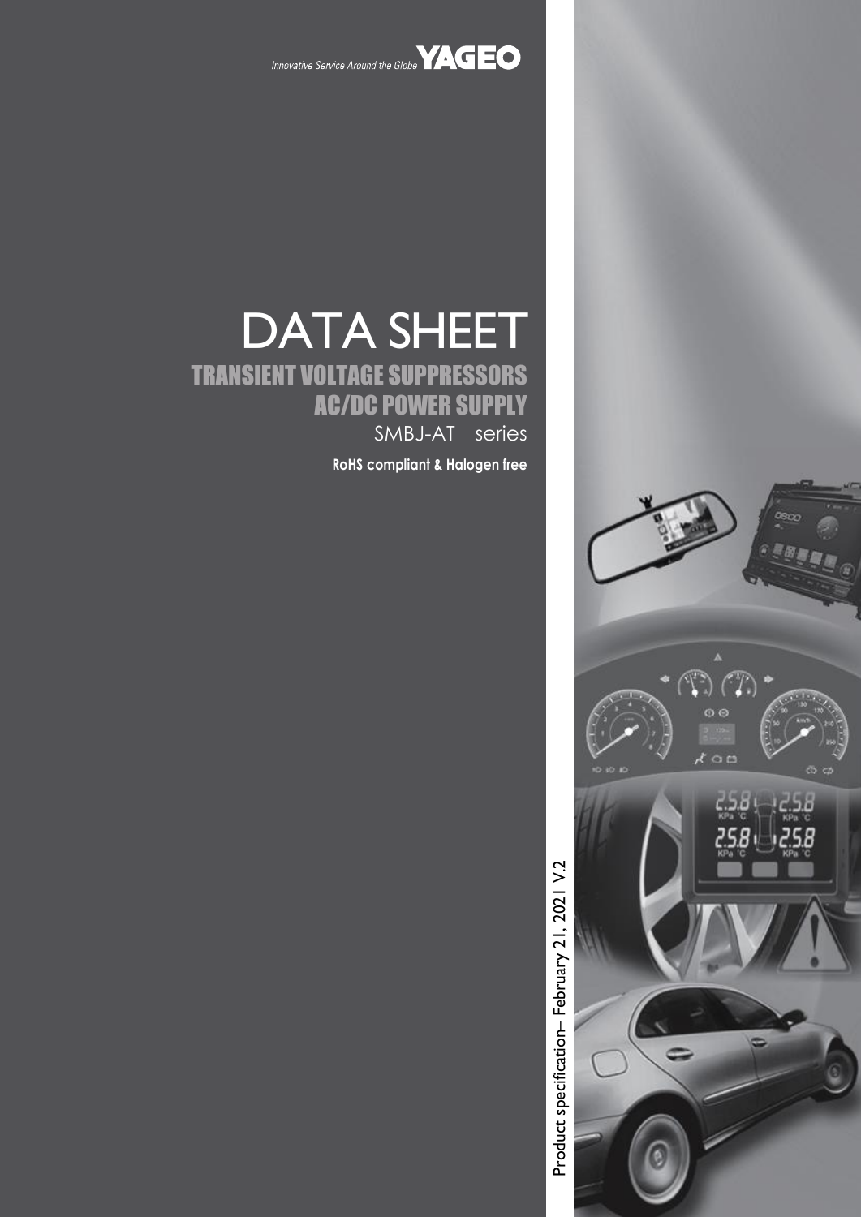Innovative Service Around the Globe **YAGEO**

# DATA SHEET

## TRANSIENT VOLTAGE SUPPRESSORS
## AC/DC POWER SUPPLY

SMBJ-AT series

**RoHS compliant & Halogen free**

Product specification– February 21, 2021 V.2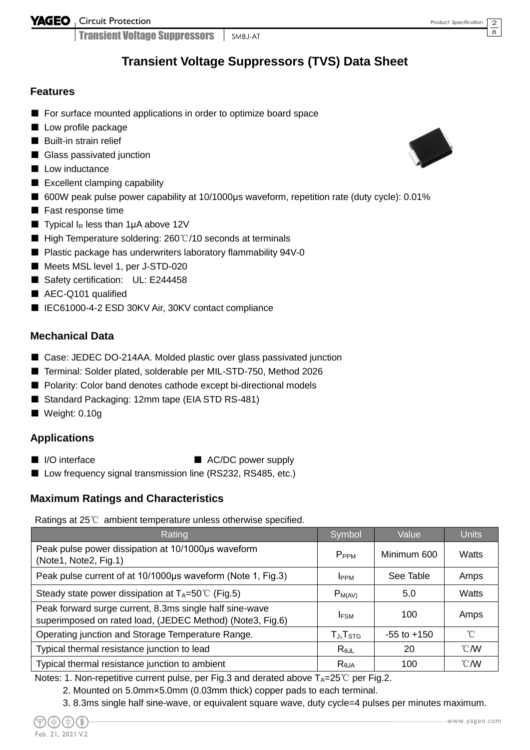# Transient Voltage Suppressors (TVS) Data Sheet

## Features

- ■ For surface mounted applications in order to optimize board space
- ■ Low profile package
- ■ Built-in strain relief
- ■ Glass passivated junction
- ■ Low inductance
- ■ Excellent clamping capability
- ■ 600W peak pulse power capability at 10/1000μs waveform, repetition rate (duty cycle): 0.01%
- ■ Fast response time
- ■ Typical $I_R$ less than 1μA above 12V
- ■ High Temperature soldering: 260℃/10 seconds at terminals
- ■ Plastic package has underwriters laboratory flammability 94V-0
- ■ Meets MSL level 1, per J-STD-020
- ■ Safety certification: UL: E244458
- ■ AEC-Q101 qualified
- ■ IEC61000-4-2 ESD 30KV Air, 30KV contact compliance

## Mechanical Data

- ■ Case: JEDEC DO-214AA. Molded plastic over glass passivated junction
- ■ Terminal: Solder plated, solderable per MIL-STD-750, Method 2026
- ■ Polarity: Color band denotes cathode except bi-directional models
- ■ Standard Packaging: 12mm tape (EIA STD RS-481)
- ■ Weight: 0.10g

## Applications

- ■ I/O interface
- ■ AC/DC power supply
- ■ Low frequency signal transmission line (RS232, RS485, etc.)

## Maximum Ratings and Characteristics

Ratings at 25℃ ambient temperature unless otherwise specified.

| Rating | Symbol | Value | Units |
|---|---|---|---|
| Peak pulse power dissipation at 10/1000μs waveform (Note1, Note2, Fig.1) | $P_{PPM}$ | Minimum 600 | Watts |
| Peak pulse current of at 10/1000μs waveform (Note 1, Fig.3) | $I_{PPM}$ | See Table | Amps |
| Steady state power dissipation at $T_A$=50℃ (Fig.5) | $P_{M(AV)}$ | 5.0 | Watts |
| Peak forward surge current, 8.3ms single half sine-wave superimposed on rated load, (JEDEC Method) (Note3, Fig.6) | $I_{FSM}$ | 100 | Amps |
| Operating junction and Storage Temperature Range. | $T_J$,$T_{STG}$ | -55 to +150 | ℃ |
| Typical thermal resistance junction to lead | $R_{\theta JL}$ | 20 | ℃/W |
| Typical thermal resistance junction to ambient | $R_{\theta JA}$ | 100 | ℃/W |

Notes: 1. Non-repetitive current pulse, per Fig.3 and derated above $T_A$=25℃ per Fig.2.

2. Mounted on 5.0mm×5.0mm (0.03mm thick) copper pads to each terminal.

3. 8.3ms single half sine-wave, or equivalent square wave, duty cycle=4 pulses per minutes maximum.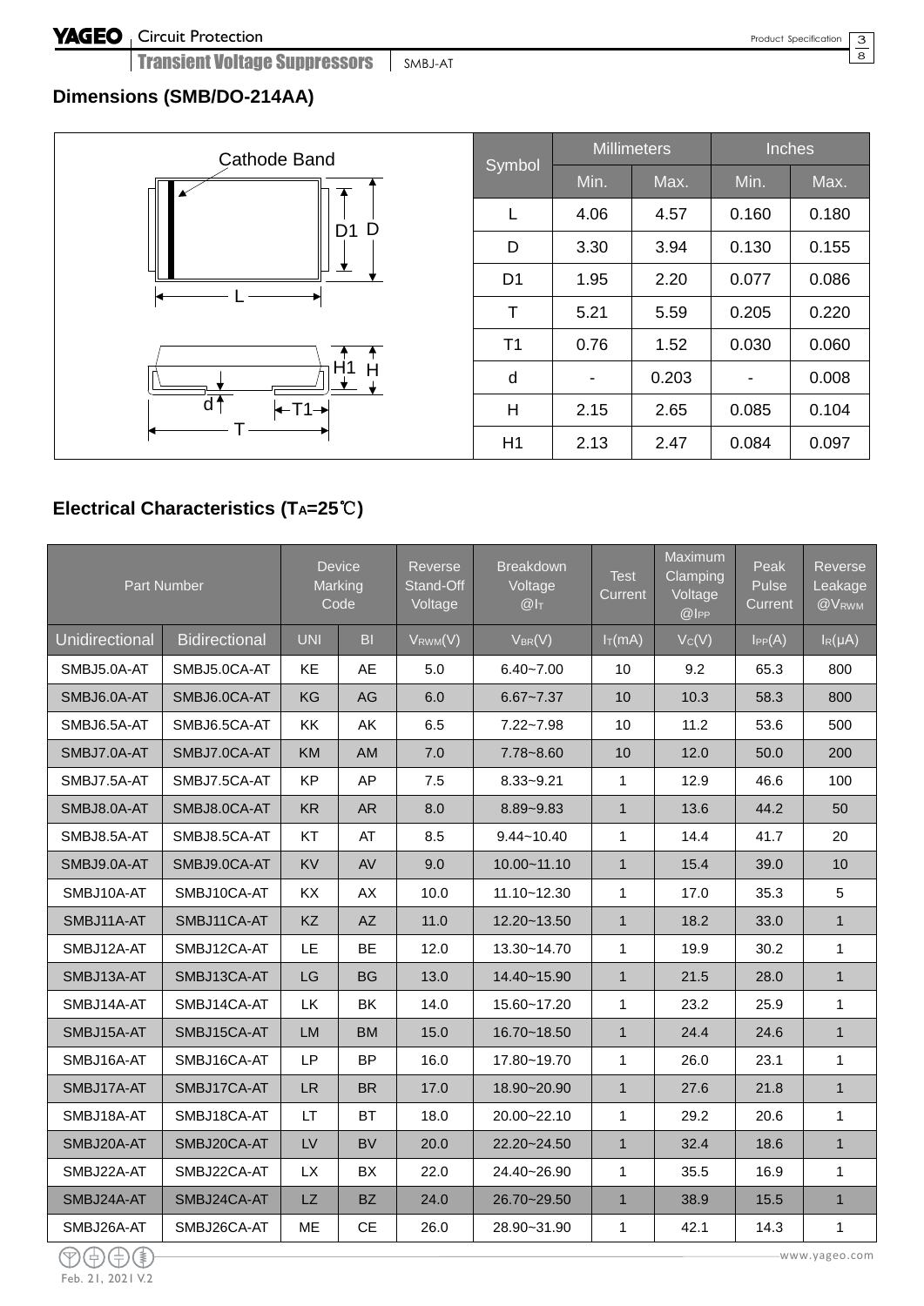## Dimensions (SMB/DO-214AA)

| Symbol | Millimeters | | Inches | |
|---|---|---|---|---|
| | Min. | Max. | Min. | Max. |
| L | 4.06 | 4.57 | 0.160 | 0.180 |
| D | 3.30 | 3.94 | 0.130 | 0.155 |
| D1 | 1.95 | 2.20 | 0.077 | 0.086 |
| T | 5.21 | 5.59 | 0.205 | 0.220 |
| T1 | 0.76 | 1.52 | 0.030 | 0.060 |
| d | - | 0.203 | - | 0.008 |
| H | 2.15 | 2.65 | 0.085 | 0.104 |
| H1 | 2.13 | 2.47 | 0.084 | 0.097 |

## Electrical Characteristics ($T_A$=25℃)

| Part Number | | Device Marking Code | | Reverse Stand-Off Voltage | Breakdown Voltage @$I_T$ | Test Current | Maximum Clamping Voltage @$I_{PP}$ | Peak Pulse Current | Reverse Leakage @$V_{RWM}$ |
|---|---|---|---|---|---|---|---|---|---|
| Unidirectional | Bidirectional | UNI | BI | $V_{RWM}$(V) | $V_{BR}$(V) | $I_T$(mA) | $V_C$(V) | $I_{PP}$(A) | $I_R$(μA) |
| SMBJ5.0A-AT | SMBJ5.0CA-AT | KE | AE | 5.0 | 6.40~7.00 | 10 | 9.2 | 65.3 | 800 |
| SMBJ6.0A-AT | SMBJ6.0CA-AT | KG | AG | 6.0 | 6.67~7.37 | 10 | 10.3 | 58.3 | 800 |
| SMBJ6.5A-AT | SMBJ6.5CA-AT | KK | AK | 6.5 | 7.22~7.98 | 10 | 11.2 | 53.6 | 500 |
| SMBJ7.0A-AT | SMBJ7.0CA-AT | KM | AM | 7.0 | 7.78~8.60 | 10 | 12.0 | 50.0 | 200 |
| SMBJ7.5A-AT | SMBJ7.5CA-AT | KP | AP | 7.5 | 8.33~9.21 | 1 | 12.9 | 46.6 | 100 |
| SMBJ8.0A-AT | SMBJ8.0CA-AT | KR | AR | 8.0 | 8.89~9.83 | 1 | 13.6 | 44.2 | 50 |
| SMBJ8.5A-AT | SMBJ8.5CA-AT | KT | AT | 8.5 | 9.44~10.40 | 1 | 14.4 | 41.7 | 20 |
| SMBJ9.0A-AT | SMBJ9.0CA-AT | KV | AV | 9.0 | 10.00~11.10 | 1 | 15.4 | 39.0 | 10 |
| SMBJ10A-AT | SMBJ10CA-AT | KX | AX | 10.0 | 11.10~12.30 | 1 | 17.0 | 35.3 | 5 |
| SMBJ11A-AT | SMBJ11CA-AT | KZ | AZ | 11.0 | 12.20~13.50 | 1 | 18.2 | 33.0 | 1 |
| SMBJ12A-AT | SMBJ12CA-AT | LE | BE | 12.0 | 13.30~14.70 | 1 | 19.9 | 30.2 | 1 |
| SMBJ13A-AT | SMBJ13CA-AT | LG | BG | 13.0 | 14.40~15.90 | 1 | 21.5 | 28.0 | 1 |
| SMBJ14A-AT | SMBJ14CA-AT | LK | BK | 14.0 | 15.60~17.20 | 1 | 23.2 | 25.9 | 1 |
| SMBJ15A-AT | SMBJ15CA-AT | LM | BM | 15.0 | 16.70~18.50 | 1 | 24.4 | 24.6 | 1 |
| SMBJ16A-AT | SMBJ16CA-AT | LP | BP | 16.0 | 17.80~19.70 | 1 | 26.0 | 23.1 | 1 |
| SMBJ17A-AT | SMBJ17CA-AT | LR | BR | 17.0 | 18.90~20.90 | 1 | 27.6 | 21.8 | 1 |
| SMBJ18A-AT | SMBJ18CA-AT | LT | BT | 18.0 | 20.00~22.10 | 1 | 29.2 | 20.6 | 1 |
| SMBJ20A-AT | SMBJ20CA-AT | LV | BV | 20.0 | 22.20~24.50 | 1 | 32.4 | 18.6 | 1 |
| SMBJ22A-AT | SMBJ22CA-AT | LX | BX | 22.0 | 24.40~26.90 | 1 | 35.5 | 16.9 | 1 |
| SMBJ24A-AT | SMBJ24CA-AT | LZ | BZ | 24.0 | 26.70~29.50 | 1 | 38.9 | 15.5 | 1 |
| SMBJ26A-AT | SMBJ26CA-AT | ME | CE | 26.0 | 28.90~31.90 | 1 | 42.1 | 14.3 | 1 |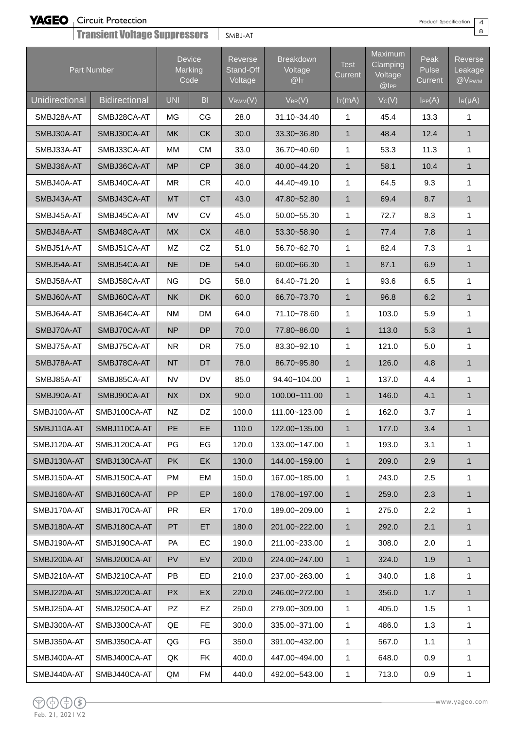| Part Number | | Device Marking Code | | Reverse Stand-Off Voltage | Breakdown Voltage @$I_T$ | Test Current | Maximum Clamping Voltage @$I_{PP}$ | Peak Pulse Current | Reverse Leakage @$V_{RWM}$ |
|---|---|---|---|---|---|---|---|---|---|
| Unidirectional | Bidirectional | UNI | BI | $V_{RWM}$(V) | $V_{BR}$(V) | $I_T$(mA) | $V_C$(V) | $I_{PP}$(A) | $I_R$(μA) |
| SMBJ28A-AT | SMBJ28CA-AT | MG | CG | 28.0 | 31.10~34.40 | 1 | 45.4 | 13.3 | 1 |
| SMBJ30A-AT | SMBJ30CA-AT | MK | CK | 30.0 | 33.30~36.80 | 1 | 48.4 | 12.4 | 1 |
| SMBJ33A-AT | SMBJ33CA-AT | MM | CM | 33.0 | 36.70~40.60 | 1 | 53.3 | 11.3 | 1 |
| SMBJ36A-AT | SMBJ36CA-AT | MP | CP | 36.0 | 40.00~44.20 | 1 | 58.1 | 10.4 | 1 |
| SMBJ40A-AT | SMBJ40CA-AT | MR | CR | 40.0 | 44.40~49.10 | 1 | 64.5 | 9.3 | 1 |
| SMBJ43A-AT | SMBJ43CA-AT | MT | CT | 43.0 | 47.80~52.80 | 1 | 69.4 | 8.7 | 1 |
| SMBJ45A-AT | SMBJ45CA-AT | MV | CV | 45.0 | 50.00~55.30 | 1 | 72.7 | 8.3 | 1 |
| SMBJ48A-AT | SMBJ48CA-AT | MX | CX | 48.0 | 53.30~58.90 | 1 | 77.4 | 7.8 | 1 |
| SMBJ51A-AT | SMBJ51CA-AT | MZ | CZ | 51.0 | 56.70~62.70 | 1 | 82.4 | 7.3 | 1 |
| SMBJ54A-AT | SMBJ54CA-AT | NE | DE | 54.0 | 60.00~66.30 | 1 | 87.1 | 6.9 | 1 |
| SMBJ58A-AT | SMBJ58CA-AT | NG | DG | 58.0 | 64.40~71.20 | 1 | 93.6 | 6.5 | 1 |
| SMBJ60A-AT | SMBJ60CA-AT | NK | DK | 60.0 | 66.70~73.70 | 1 | 96.8 | 6.2 | 1 |
| SMBJ64A-AT | SMBJ64CA-AT | NM | DM | 64.0 | 71.10~78.60 | 1 | 103.0 | 5.9 | 1 |
| SMBJ70A-AT | SMBJ70CA-AT | NP | DP | 70.0 | 77.80~86.00 | 1 | 113.0 | 5.3 | 1 |
| SMBJ75A-AT | SMBJ75CA-AT | NR | DR | 75.0 | 83.30~92.10 | 1 | 121.0 | 5.0 | 1 |
| SMBJ78A-AT | SMBJ78CA-AT | NT | DT | 78.0 | 86.70~95.80 | 1 | 126.0 | 4.8 | 1 |
| SMBJ85A-AT | SMBJ85CA-AT | NV | DV | 85.0 | 94.40~104.00 | 1 | 137.0 | 4.4 | 1 |
| SMBJ90A-AT | SMBJ90CA-AT | NX | DX | 90.0 | 100.00~111.00 | 1 | 146.0 | 4.1 | 1 |
| SMBJ100A-AT | SMBJ100CA-AT | NZ | DZ | 100.0 | 111.00~123.00 | 1 | 162.0 | 3.7 | 1 |
| SMBJ110A-AT | SMBJ110CA-AT | PE | EE | 110.0 | 122.00~135.00 | 1 | 177.0 | 3.4 | 1 |
| SMBJ120A-AT | SMBJ120CA-AT | PG | EG | 120.0 | 133.00~147.00 | 1 | 193.0 | 3.1 | 1 |
| SMBJ130A-AT | SMBJ130CA-AT | PK | EK | 130.0 | 144.00~159.00 | 1 | 209.0 | 2.9 | 1 |
| SMBJ150A-AT | SMBJ150CA-AT | PM | EM | 150.0 | 167.00~185.00 | 1 | 243.0 | 2.5 | 1 |
| SMBJ160A-AT | SMBJ160CA-AT | PP | EP | 160.0 | 178.00~197.00 | 1 | 259.0 | 2.3 | 1 |
| SMBJ170A-AT | SMBJ170CA-AT | PR | ER | 170.0 | 189.00~209.00 | 1 | 275.0 | 2.2 | 1 |
| SMBJ180A-AT | SMBJ180CA-AT | PT | ET | 180.0 | 201.00~222.00 | 1 | 292.0 | 2.1 | 1 |
| SMBJ190A-AT | SMBJ190CA-AT | PA | EC | 190.0 | 211.00~233.00 | 1 | 308.0 | 2.0 | 1 |
| SMBJ200A-AT | SMBJ200CA-AT | PV | EV | 200.0 | 224.00~247.00 | 1 | 324.0 | 1.9 | 1 |
| SMBJ210A-AT | SMBJ210CA-AT | PB | ED | 210.0 | 237.00~263.00 | 1 | 340.0 | 1.8 | 1 |
| SMBJ220A-AT | SMBJ220CA-AT | PX | EX | 220.0 | 246.00~272.00 | 1 | 356.0 | 1.7 | 1 |
| SMBJ250A-AT | SMBJ250CA-AT | PZ | EZ | 250.0 | 279.00~309.00 | 1 | 405.0 | 1.5 | 1 |
| SMBJ300A-AT | SMBJ300CA-AT | QE | FE | 300.0 | 335.00~371.00 | 1 | 486.0 | 1.3 | 1 |
| SMBJ350A-AT | SMBJ350CA-AT | QG | FG | 350.0 | 391.00~432.00 | 1 | 567.0 | 1.1 | 1 |
| SMBJ400A-AT | SMBJ400CA-AT | QK | FK | 400.0 | 447.00~494.00 | 1 | 648.0 | 0.9 | 1 |
| SMBJ440A-AT | SMBJ440CA-AT | QM | FM | 440.0 | 492.00~543.00 | 1 | 713.0 | 0.9 | 1 |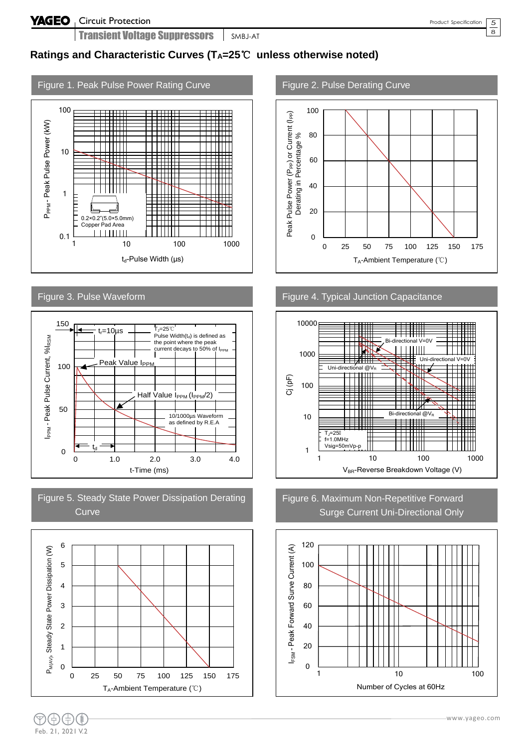## Ratings and Characteristic Curves ($T_A$=25℃ unless otherwise noted)

### Figure 1. Peak Pulse Power Rating Curve

$P_{PPM}$ - Peak Pulse Power (kW)

$t_d$-Pulse Width (μs)

0.2×0.2"(5.0×5.0mm) Copper Pad Area

### Figure 2. Pulse Derating Curve

Peak Pulse Power ($P_{PP}$) or Current ($I_{PP}$) Derating in Percentage %

$T_A$-Ambient Temperature (℃)

### Figure 3. Pulse Waveform

$I_{PPM}$ - Peak Pulse Current, $\%I_{RSM}$

t-Time (ms)

$t_r$=10μs

$T_J$=25℃

Pulse Width($t_d$) is defined as the point where the peak current decays to 50% of $I_{PPM}$

Peak Value $I_{PPM}$

Half Value $I_{PPM}$ ($I_{PPM}$/2)

10/1000μs Waveform as defined by R.E.A

$t_d$

### Figure 4. Typical Junction Capacitance

Cj (pF)

$V_{BR}$-Reverse Breakdown Voltage (V)

Bi-directional V=0V

Uni-directional V=0V

Uni-directional @$V_R$

Bi-directional @$V_R$

$T_J$=25℃

f=1.0MHz

Vsig=50mVp-p

### Figure 5. Steady State Power Dissipation Derating Curve

$P_{M(AV)}$, Steady State Power Dissipation (W)

$T_A$-Ambient Temperature (℃)

### Figure 6. Maximum Non-Repetitive Forward Surge Current Uni-Directional Only

$I_{FSM}$ - Peak Forward Surve Current (A)

Number of Cycles at 60Hz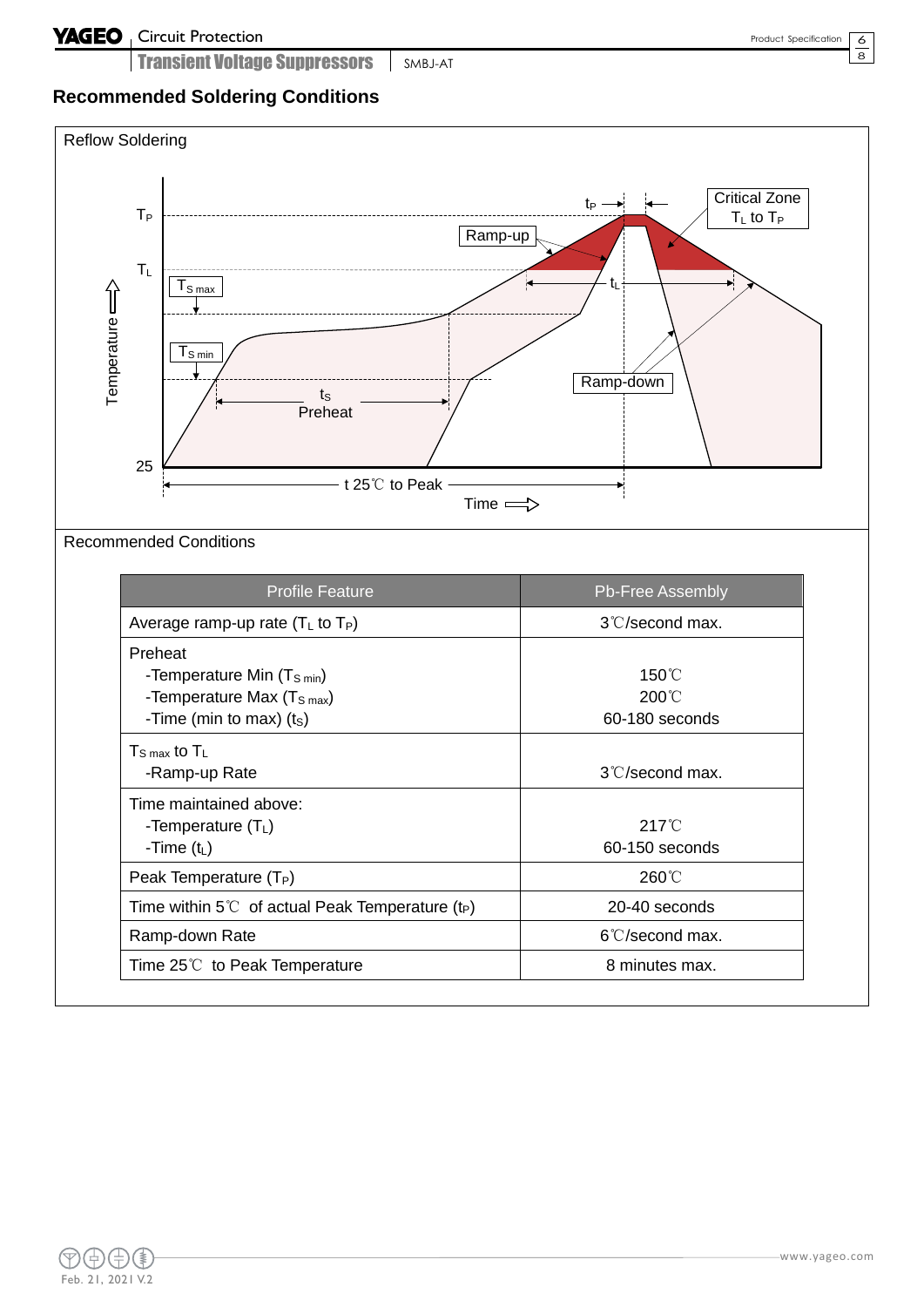## Recommended Soldering Conditions

Reflow Soldering

Recommended Conditions

| Profile Feature | Pb-Free Assembly |
|---|---|
| Average ramp-up rate ($T_L$ to $T_P$) | 3℃/second max. |
| Preheat<br>-Temperature Min ($T_{S\ min}$)<br>-Temperature Max ($T_{S\ max}$)<br>-Time (min to max) ($t_S$) | <br>150℃<br>200℃<br>60-180 seconds |
| $T_{S\ max}$ to $T_L$<br>-Ramp-up Rate | <br>3℃/second max. |
| Time maintained above:<br>-Temperature ($T_L$)<br>-Time ($t_L$) | <br>217℃<br>60-150 seconds |
| Peak Temperature ($T_P$) | 260℃ |
| Time within 5℃ of actual Peak Temperature ($t_P$) | 20-40 seconds |
| Ramp-down Rate | 6℃/second max. |
| Time 25℃ to Peak Temperature | 8 minutes max. |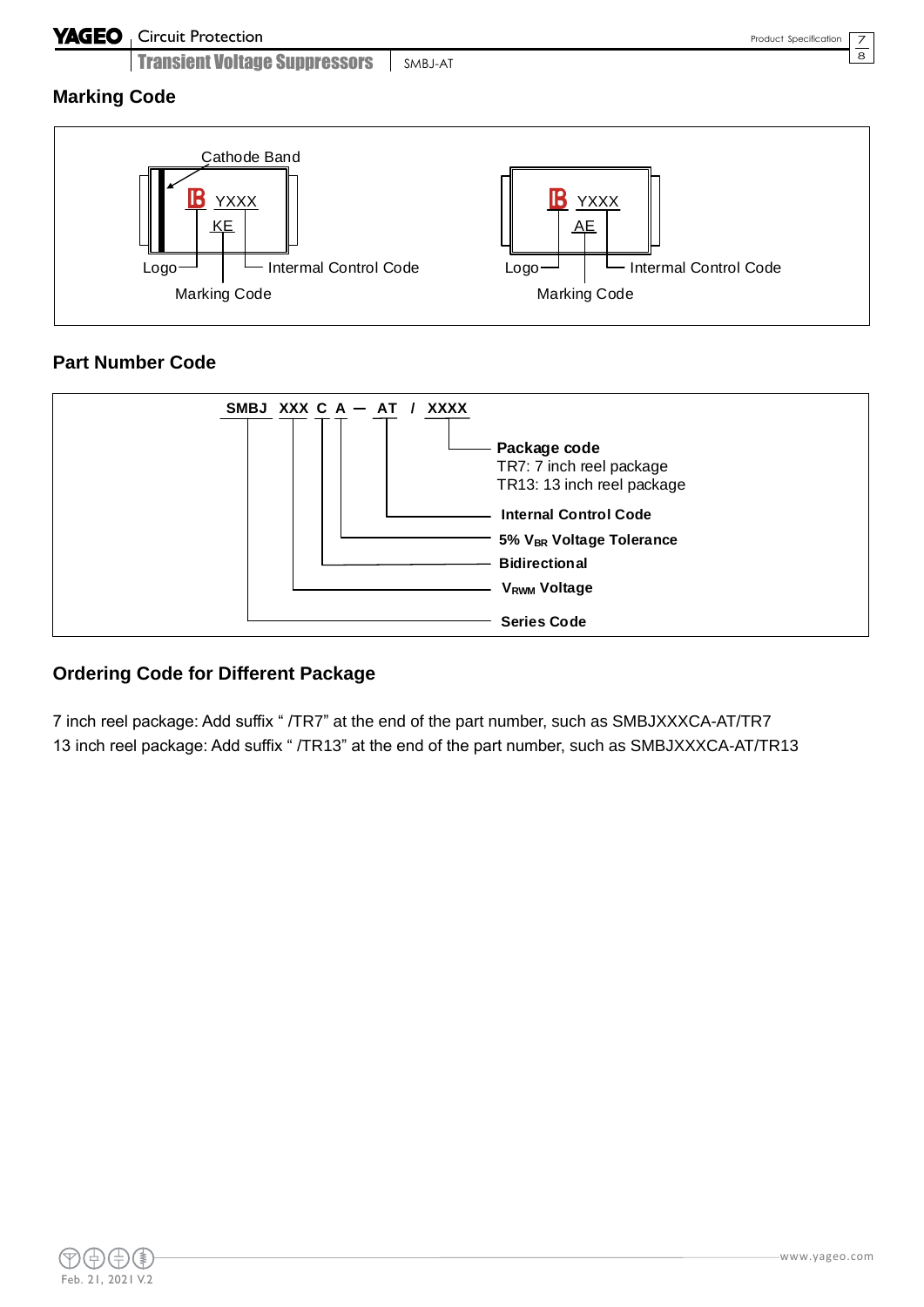## Marking Code

Cathode Band

YXXX
KE

Logo — Internal Control Code
Marking Code

YXXX
AE

Logo — Internal Control Code
Marking Code

## Part Number Code

SMBJ XXX C A — AT / XXXX

- **Package code**
  TR7: 7 inch reel package
  TR13: 13 inch reel package
- **Internal Control Code**
- **5% $V_{BR}$ Voltage Tolerance**
- **Bidirectional**
- **$V_{RWM}$ Voltage**
- **Series Code**

## Ordering Code for Different Package

7 inch reel package: Add suffix " /TR7" at the end of the part number, such as SMBJXXXCA-AT/TR7
13 inch reel package: Add suffix " /TR13" at the end of the part number, such as SMBJXXXCA-AT/TR13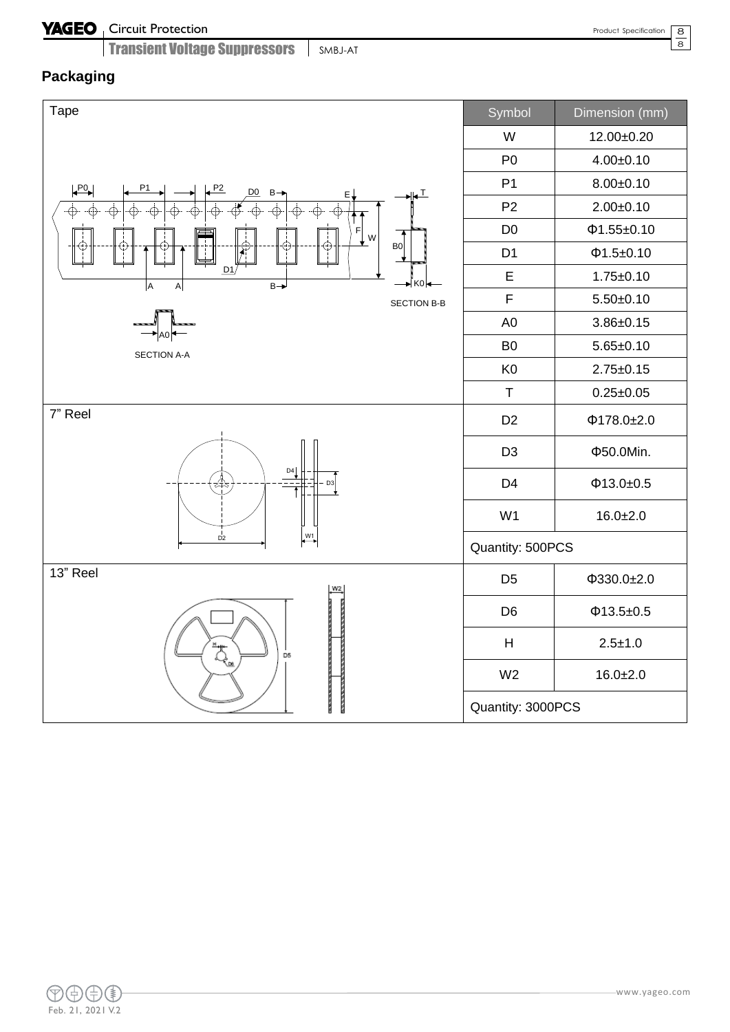## Packaging

| Tape | Symbol | Dimension (mm) |
|---|---|---|
| | W | 12.00±0.20 |
| | P0 | 4.00±0.10 |
| | P1 | 8.00±0.10 |
| | P2 | 2.00±0.10 |
| | D0 | Φ1.55±0.10 |
| | D1 | Φ1.5±0.10 |
| | E | 1.75±0.10 |
| | F | 5.50±0.10 |
| | A0 | 3.86±0.15 |
| | B0 | 5.65±0.10 |
| | K0 | 2.75±0.15 |
| | T | 0.25±0.05 |
| 7" Reel | D2 | Φ178.0±2.0 |
| | D3 | Φ50.0Min. |
| | D4 | Φ13.0±0.5 |
| | W1 | 16.0±2.0 |
| | Quantity: 500PCS | |
| 13" Reel | D5 | Φ330.0±2.0 |
| | D6 | Φ13.5±0.5 |
| | H | 2.5±1.0 |
| | W2 | 16.0±2.0 |
| | Quantity: 3000PCS | |

SECTION A-A

SECTION B-B

Feb. 21, 2021 V.2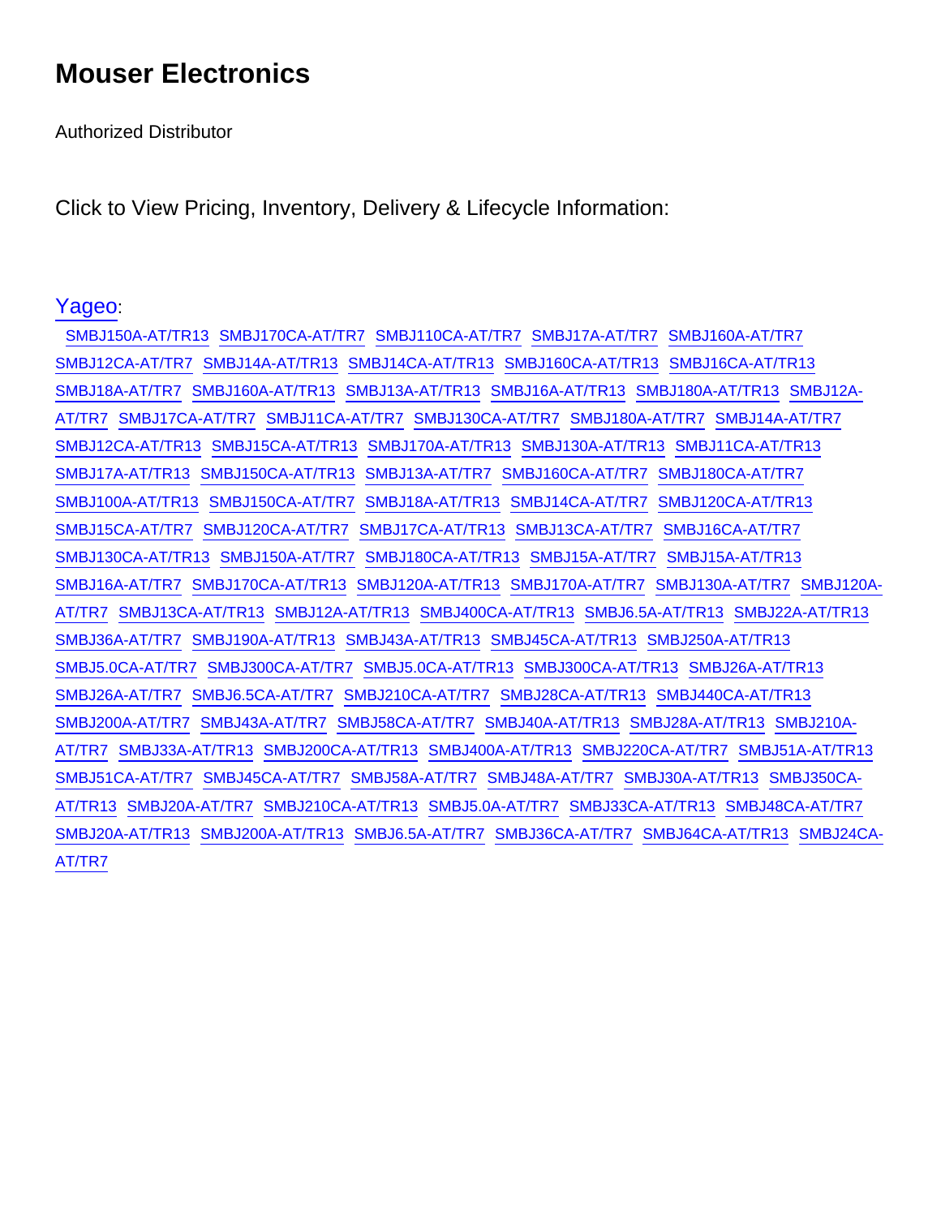# Mouser Electronics

Authorized Distributor

Click to View Pricing, Inventory, Delivery & Lifecycle Information:

Yageo:

SMBJ150A-AT/TR13 SMBJ170CA-AT/TR7 SMBJ110CA-AT/TR7 SMBJ17A-AT/TR7 SMBJ160A-AT/TR7 SMBJ12CA-AT/TR7 SMBJ14A-AT/TR13 SMBJ14CA-AT/TR13 SMBJ160CA-AT/TR13 SMBJ16CA-AT/TR13 SMBJ18A-AT/TR7 SMBJ160A-AT/TR13 SMBJ13A-AT/TR13 SMBJ16A-AT/TR13 SMBJ180A-AT/TR13 SMBJ12A-AT/TR7 SMBJ17CA-AT/TR7 SMBJ11CA-AT/TR7 SMBJ130CA-AT/TR7 SMBJ180A-AT/TR7 SMBJ14A-AT/TR7 SMBJ12CA-AT/TR13 SMBJ15CA-AT/TR13 SMBJ170A-AT/TR13 SMBJ130A-AT/TR13 SMBJ11CA-AT/TR13 SMBJ17A-AT/TR13 SMBJ150CA-AT/TR13 SMBJ13A-AT/TR7 SMBJ160CA-AT/TR7 SMBJ180CA-AT/TR7 SMBJ100A-AT/TR13 SMBJ150CA-AT/TR7 SMBJ18A-AT/TR13 SMBJ14CA-AT/TR7 SMBJ120CA-AT/TR13 SMBJ15CA-AT/TR7 SMBJ120CA-AT/TR7 SMBJ17CA-AT/TR13 SMBJ13CA-AT/TR7 SMBJ16CA-AT/TR7 SMBJ130CA-AT/TR13 SMBJ150A-AT/TR7 SMBJ180CA-AT/TR13 SMBJ15A-AT/TR7 SMBJ15A-AT/TR13 SMBJ16A-AT/TR7 SMBJ170CA-AT/TR13 SMBJ120A-AT/TR13 SMBJ170A-AT/TR7 SMBJ130A-AT/TR7 SMBJ120A-AT/TR7 SMBJ13CA-AT/TR13 SMBJ12A-AT/TR13 SMBJ400CA-AT/TR13 SMBJ6.5A-AT/TR13 SMBJ22A-AT/TR13 SMBJ36A-AT/TR7 SMBJ190A-AT/TR13 SMBJ43A-AT/TR13 SMBJ45CA-AT/TR13 SMBJ250A-AT/TR13 SMBJ5.0CA-AT/TR7 SMBJ300CA-AT/TR7 SMBJ5.0CA-AT/TR13 SMBJ300CA-AT/TR13 SMBJ26A-AT/TR13 SMBJ26A-AT/TR7 SMBJ6.5CA-AT/TR7 SMBJ210CA-AT/TR7 SMBJ28CA-AT/TR13 SMBJ440CA-AT/TR13 SMBJ200A-AT/TR7 SMBJ43A-AT/TR7 SMBJ58CA-AT/TR7 SMBJ40A-AT/TR13 SMBJ28A-AT/TR13 SMBJ210A-AT/TR7 SMBJ33A-AT/TR13 SMBJ200CA-AT/TR13 SMBJ400A-AT/TR13 SMBJ220CA-AT/TR7 SMBJ51A-AT/TR13 SMBJ51CA-AT/TR7 SMBJ45CA-AT/TR7 SMBJ58A-AT/TR7 SMBJ48A-AT/TR7 SMBJ30A-AT/TR13 SMBJ350CA-AT/TR13 SMBJ20A-AT/TR7 SMBJ210CA-AT/TR13 SMBJ5.0A-AT/TR7 SMBJ33CA-AT/TR13 SMBJ48CA-AT/TR7 SMBJ20A-AT/TR13 SMBJ200A-AT/TR13 SMBJ6.5A-AT/TR7 SMBJ36CA-AT/TR7 SMBJ64CA-AT/TR13 SMBJ24CA-AT/TR7